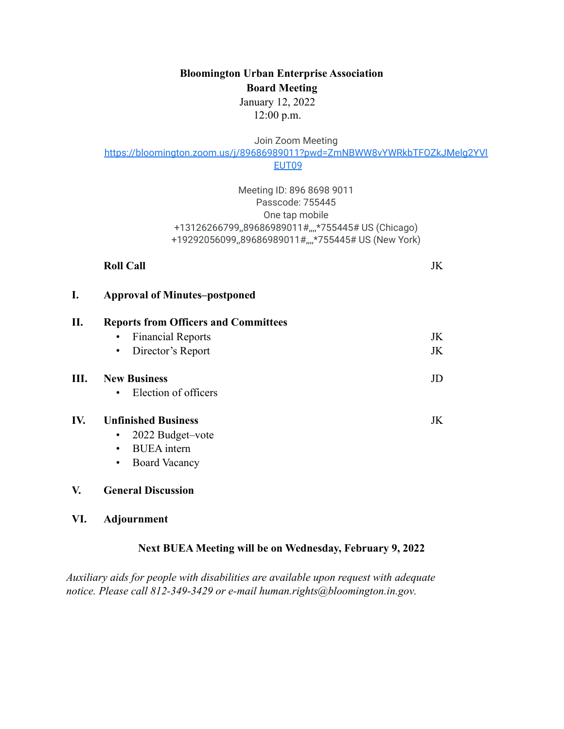# Bloomington Urban Enterprise Association
## Board Meeting

January 12, 2022
12:00 p.m.

Join Zoom Meeting
[https://bloomington.zoom.us/j/89686989011?pwd=ZmNBWW8vYWRkbTFOZkJMelg2YVlEUT09](https://bloomington.zoom.us/j/89686989011?pwd=ZmNBWW8vYWRkbTFOZkJMelg2YVlEUT09)

Meeting ID: 896 8698 9011
Passcode: 755445
One tap mobile
+13126266799,,89686989011#,,,,*755445# US (Chicago)
+19292056099,,89686989011#,,,,*755445# US (New York)

| | | |
|---|---|---|
| | **Roll Call** | JK |
| **I.** | **Approval of Minutes–postponed** | |
| **II.** | **Reports from Officers and Committees** | |
| | • Financial Reports | JK |
| | • Director's Report | JK |
| **III.** | **New Business** | JD |
| | • Election of officers | |
| **IV.** | **Unfinished Business** | JK |
| | • 2022 Budget–vote | |
| | • BUEA intern | |
| | • Board Vacancy | |
| **V.** | **General Discussion** | |
| **VI.** | **Adjournment** | |

**Next BUEA Meeting will be on Wednesday, February 9, 2022**

*Auxiliary aids for people with disabilities are available upon request with adequate notice. Please call 812-349-3429 or e-mail human.rights@bloomington.in.gov.*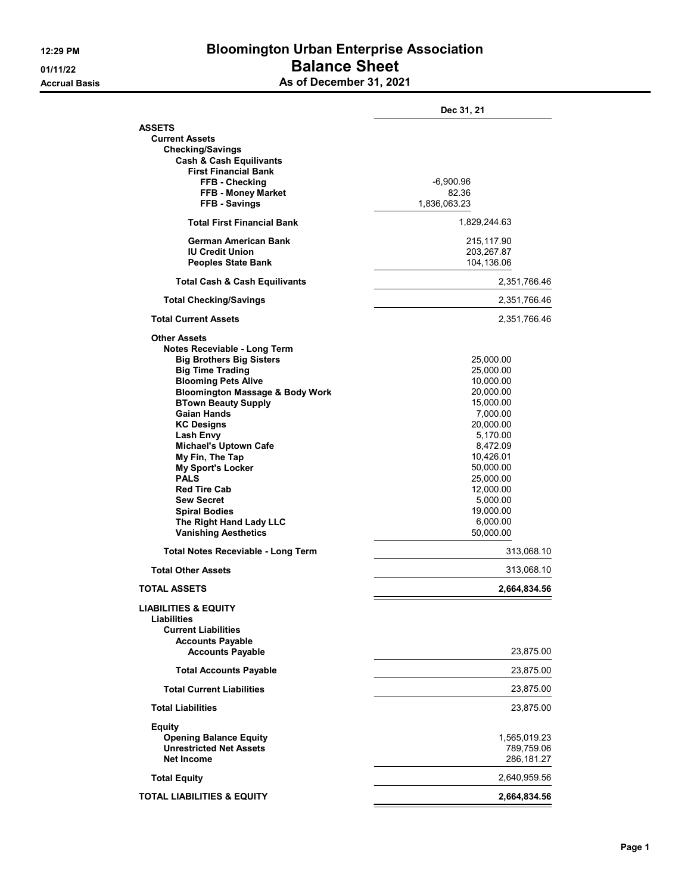# Bloomington Urban Enterprise Association

## Balance Sheet

### As of December 31, 2021

12:29 PM
01/11/22
Accrual Basis

| | Dec 31, 21 | |
|---|---|---|
| **ASSETS** | | |
| **Current Assets** | | |
| **Checking/Savings** | | |
| **Cash & Cash Equilivants** | | |
| **First Financial Bank** | | |
| **FFB - Checking** | -6,900.96 | |
| **FFB - Money Market** | 82.36 | |
| **FFB - Savings** | 1,836,063.23 | |
| **Total First Financial Bank** | 1,829,244.63 | |
| **German American Bank** | 215,117.90 | |
| **IU Credit Union** | 203,267.87 | |
| **Peoples State Bank** | 104,136.06 | |
| **Total Cash & Cash Equilivants** | | 2,351,766.46 |
| **Total Checking/Savings** | | 2,351,766.46 |
| **Total Current Assets** | | 2,351,766.46 |
| **Other Assets** | | |
| **Notes Receivable - Long Term** | | |
| **Big Brothers Big Sisters** | 25,000.00 | |
| **Big Time Trading** | 25,000.00 | |
| **Blooming Pets Alive** | 10,000.00 | |
| **Bloomington Massage & Body Work** | 20,000.00 | |
| **BTown Beauty Supply** | 15,000.00 | |
| **Gaian Hands** | 7,000.00 | |
| **KC Designs** | 20,000.00 | |
| **Lash Envy** | 5,170.00 | |
| **Michael's Uptown Cafe** | 8,472.09 | |
| **My Fin, The Tap** | 10,426.01 | |
| **My Sport's Locker** | 50,000.00 | |
| **PALS** | 25,000.00 | |
| **Red Tire Cab** | 12,000.00 | |
| **Sew Secret** | 5,000.00 | |
| **Spiral Bodies** | 19,000.00 | |
| **The Right Hand Lady LLC** | 6,000.00 | |
| **Vanishing Aesthetics** | 50,000.00 | |
| **Total Notes Receivable - Long Term** | | 313,068.10 |
| **Total Other Assets** | | 313,068.10 |
| **TOTAL ASSETS** | | **2,664,834.56** |
| **LIABILITIES & EQUITY** | | |
| **Liabilities** | | |
| **Current Liabilities** | | |
| **Accounts Payable** | | |
| **Accounts Payable** | | 23,875.00 |
| **Total Accounts Payable** | | 23,875.00 |
| **Total Current Liabilities** | | 23,875.00 |
| **Total Liabilities** | | 23,875.00 |
| **Equity** | | |
| **Opening Balance Equity** | | 1,565,019.23 |
| **Unrestricted Net Assets** | | 789,759.06 |
| **Net Income** | | 286,181.27 |
| **Total Equity** | | 2,640,959.56 |
| **TOTAL LIABILITIES & EQUITY** | | **2,664,834.56** |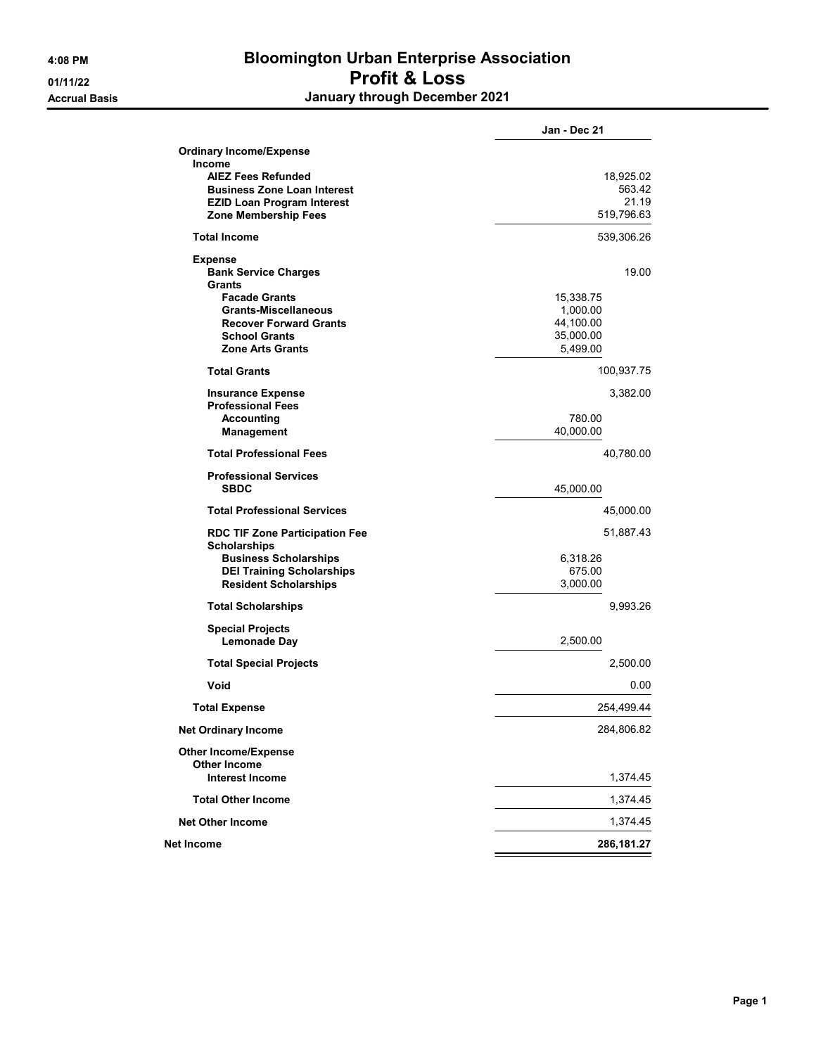# Bloomington Urban Enterprise Association

## Profit & Loss

### January through December 2021

4:08 PM
01/11/22
Accrual Basis

| | | Jan - Dec 21 |
|---|---|---|
| **Ordinary Income/Expense** | | |
| **Income** | | |
| **AIEZ Fees Refunded** | | 18,925.02 |
| **Business Zone Loan Interest** | | 563.42 |
| **EZID Loan Program Interest** | | 21.19 |
| **Zone Membership Fees** | | 519,796.63 |
| **Total Income** | | 539,306.26 |
| **Expense** | | |
| **Bank Service Charges** | | 19.00 |
| **Grants** | | |
| **Facade Grants** | 15,338.75 | |
| **Grants-Miscellaneous** | 1,000.00 | |
| **Recover Forward Grants** | 44,100.00 | |
| **School Grants** | 35,000.00 | |
| **Zone Arts Grants** | 5,499.00 | |
| **Total Grants** | | 100,937.75 |
| **Insurance Expense** | | 3,382.00 |
| **Professional Fees** | | |
| **Accounting** | 780.00 | |
| **Management** | 40,000.00 | |
| **Total Professional Fees** | | 40,780.00 |
| **Professional Services** | | |
| **SBDC** | 45,000.00 | |
| **Total Professional Services** | | 45,000.00 |
| **RDC TIF Zone Participation Fee** | | 51,887.43 |
| **Scholarships** | | |
| **Business Scholarships** | 6,318.26 | |
| **DEI Training Scholarships** | 675.00 | |
| **Resident Scholarships** | 3,000.00 | |
| **Total Scholarships** | | 9,993.26 |
| **Special Projects** | | |
| **Lemonade Day** | 2,500.00 | |
| **Total Special Projects** | | 2,500.00 |
| **Void** | | 0.00 |
| **Total Expense** | | 254,499.44 |
| **Net Ordinary Income** | | 284,806.82 |
| **Other Income/Expense** | | |
| **Other Income** | | |
| **Interest Income** | | 1,374.45 |
| **Total Other Income** | | 1,374.45 |
| **Net Other Income** | | 1,374.45 |
| **Net Income** | | **286,181.27** |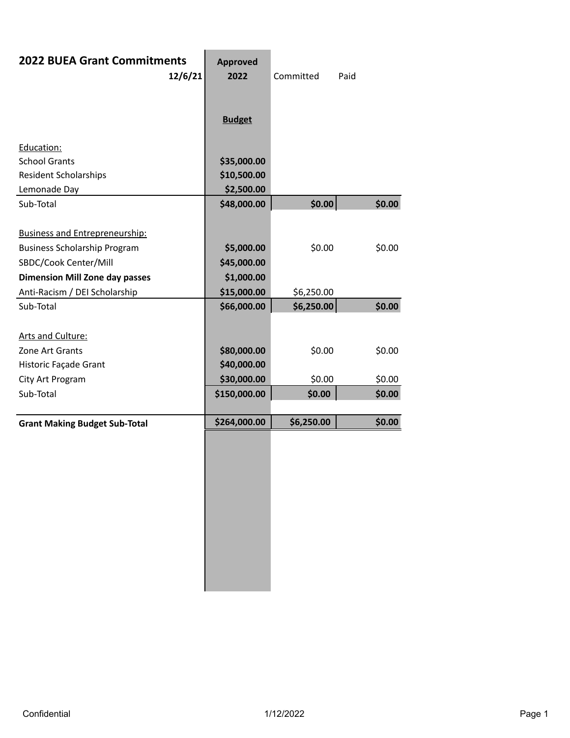# 2022 BUEA Grant Commitments

| 12/6/21 | Approved 2022 Budget | Committed | Paid |
|---|---|---|---|
| Education: | | | |
| School Grants | **$35,000.00** | | |
| Resident Scholarships | **$10,500.00** | | |
| Lemonade Day | **$2,500.00** | | |
| Sub-Total | **$48,000.00** | **$0.00** | **$0.00** |
| Business and Entrepreneurship: | | | |
| Business Scholarship Program | **$5,000.00** | $0.00 | $0.00 |
| SBDC/Cook Center/Mill | **$45,000.00** | | |
| **Dimension Mill Zone day passes** | **$1,000.00** | | |
| Anti-Racism / DEI Scholarship | **$15,000.00** | $6,250.00 | |
| Sub-Total | **$66,000.00** | **$6,250.00** | **$0.00** |
| Arts and Culture: | | | |
| Zone Art Grants | **$80,000.00** | $0.00 | $0.00 |
| Historic Façade Grant | **$40,000.00** | | |
| City Art Program | **$30,000.00** | $0.00 | $0.00 |
| Sub-Total | **$150,000.00** | **$0.00** | **$0.00** |
| **Grant Making Budget Sub-Total** | **$264,000.00** | **$6,250.00** | **$0.00** |

Confidential 1/12/2022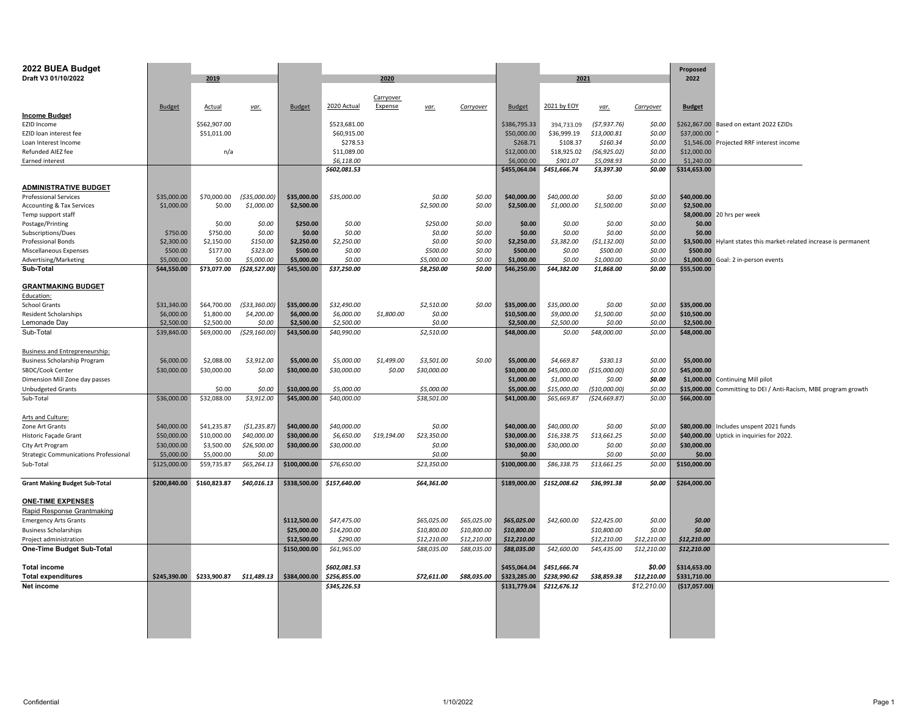**2022 BUEA Budget**
**Draft V3 01/10/2022**

| | 2019 | | | 2020 | | | | | 2021 | | | | Proposed 2022 | |
|---|---|---|---|---|---|---|---|---|---|---|---|---|---|---|
| | Budget | Actual | var. | Budget | 2020 Actual | Carryover Expense | var. | Carryover | Budget | 2021 by EOY | var. | Carryover | Budget | |
| **Income Budget** | | | | | | | | | | | | | | |
| EZID Income | | $562,907.00 | | | $523,681.00 | | | | $386,795.33 | 394,733.09 | ($7,937.76) | $0.00 | $262,867.00 | Based on extant 2022 EZIDs |
| EZID loan interest fee | | $51,011.00 | | | $60,915.00 | | | | $50,000.00 | $36,999.19 | $13,000.81 | $0.00 | $37,000.00 | " |
| Loan Interest Income | | | | | $278.53 | | | | $268.71 | $108.37 | $160.34 | $0.00 | $1,546.00 | Projected RRF interest income |
| Refunded AIEZ fee | | n/a | | | $11,089.00 | | | | $12,000.00 | $18,925.02 | ($6,925.02) | $0.00 | $12,000.00 | |
| Earned interest | | | | | $6,118.00 | | | | $6,000.00 | $901.07 | $5,098.93 | $0.00 | $1,240.00 | |
| | | | | | $602,081.53 | | | | $455,064.04 | $451,666.74 | $3,397.30 | $0.00 | $314,653.00 | |
| **ADMINISTRATIVE BUDGET** | | | | | | | | | | | | | | |
| Professional Services | $35,000.00 | $70,000.00 | ($35,000.00) | $35,000.00 | $35,000.00 | | $0.00 | $0.00 | $40,000.00 | $40,000.00 | $0.00 | $0.00 | $40,000.00 | |
| Accounting & Tax Services | $1,000.00 | $0.00 | $1,000.00 | $2,500.00 | | | $2,500.00 | $0.00 | $2,500.00 | $1,000.00 | $1,500.00 | $0.00 | $2,500.00 | |
| Temp support staff | | | | | | | | | | | | | $8,000.00 | 20 hrs per week |
| Postage/Printing | | $0.00 | $0.00 | $250.00 | $0.00 | | $250.00 | $0.00 | $0.00 | $0.00 | $0.00 | $0.00 | $0.00 | |
| Subscriptions/Dues | $750.00 | $750.00 | $0.00 | $0.00 | $0.00 | | $0.00 | $0.00 | $0.00 | $0.00 | $0.00 | $0.00 | $0.00 | |
| Professional Bonds | $2,300.00 | $2,150.00 | $150.00 | $2,250.00 | $2,250.00 | | $0.00 | $0.00 | $2,250.00 | $3,382.00 | ($1,132.00) | $0.00 | $3,500.00 | Hylant states this market-related increase is permanent |
| Miscellaneous Expenses | $500.00 | $177.00 | $323.00 | $500.00 | $0.00 | | $500.00 | $0.00 | $500.00 | $0.00 | $500.00 | $0.00 | $500.00 | |
| Advertising/Marketing | $5,000.00 | $0.00 | $5,000.00 | $5,000.00 | $0.00 | | $5,000.00 | $0.00 | $1,000.00 | $0.00 | $1,000.00 | $0.00 | $1,000.00 | Goal: 2 in-person events |
| **Sub-Total** | $44,550.00 | $73,077.00 | ($28,527.00) | $45,500.00 | $37,250.00 | | $8,250.00 | $0.00 | $46,250.00 | $44,382.00 | $1,868.00 | $0.00 | $55,500.00 | |
| **GRANTMAKING BUDGET** | | | | | | | | | | | | | | |
| Education: | | | | | | | | | | | | | | |
| School Grants | $31,340.00 | $64,700.00 | ($33,360.00) | $35,000.00 | $32,490.00 | | $2,510.00 | $0.00 | $35,000.00 | $35,000.00 | $0.00 | $0.00 | $35,000.00 | |
| Resident Scholarships | $6,000.00 | $1,800.00 | $4,200.00 | $6,000.00 | $6,000.00 | $1,800.00 | $0.00 | | $10,500.00 | $9,000.00 | $1,500.00 | $0.00 | $10,500.00 | |
| Lemonade Day | $2,500.00 | $2,500.00 | $0.00 | $2,500.00 | $2,500.00 | | $0.00 | | $2,500.00 | $2,500.00 | $0.00 | $0.00 | $2,500.00 | |
| Sub-Total | $39,840.00 | $69,000.00 | ($29,160.00) | $43,500.00 | $40,990.00 | | $2,510.00 | | $48,000.00 | $0.00 | $48,000.00 | $0.00 | $48,000.00 | |
| Business and Entrepreneurship: | | | | | | | | | | | | | | |
| Business Scholarship Program | $6,000.00 | $2,088.00 | $3,912.00 | $5,000.00 | $5,000.00 | $1,499.00 | $3,501.00 | $0.00 | $5,000.00 | $4,669.87 | $330.13 | $0.00 | $5,000.00 | |
| SBDC/Cook Center | $30,000.00 | $30,000.00 | $0.00 | $30,000.00 | $30,000.00 | $0.00 | $30,000.00 | | $30,000.00 | $45,000.00 | ($15,000.00) | $0.00 | $45,000.00 | |
| Dimension Mill Zone day passes | | | | | | | | | $1,000.00 | $1,000.00 | $0.00 | $0.00 | $1,000.00 | Continuing Mill pilot |
| Unbudgeted Grants | | $0.00 | $0.00 | $10,000.00 | $5,000.00 | | $5,000.00 | | $5,000.00 | $15,000.00 | ($10,000.00) | $0.00 | $15,000.00 | Committing to DEI / Anti-Racism, MBE program growth |
| Sub-Total | $36,000.00 | $32,088.00 | $3,912.00 | $45,000.00 | $40,000.00 | | $38,501.00 | | $41,000.00 | $65,669.87 | ($24,669.87) | $0.00 | $66,000.00 | |
| Arts and Culture: | | | | | | | | | | | | | | |
| Zone Art Grants | $40,000.00 | $41,235.87 | ($1,235.87) | $40,000.00 | $40,000.00 | | $0.00 | | $40,000.00 | $40,000.00 | $0.00 | $0.00 | $80,000.00 | Includes unspent 2021 funds |
| Historic Façade Grant | $50,000.00 | $10,000.00 | $40,000.00 | $30,000.00 | $6,650.00 | $19,194.00 | $23,350.00 | | $30,000.00 | $16,338.75 | $13,661.25 | $0.00 | $40,000.00 | Uptick in inquiries for 2022. |
| City Art Program | $30,000.00 | $3,500.00 | $26,500.00 | $30,000.00 | $30,000.00 | | $0.00 | | $30,000.00 | $30,000.00 | $0.00 | $0.00 | $30,000.00 | |
| Strategic Communications Professional | $5,000.00 | $5,000.00 | $0.00 | | | | $0.00 | | $0.00 | | $0.00 | $0.00 | $0.00 | |
| Sub-Total | $125,000.00 | $59,735.87 | $65,264.13 | $100,000.00 | $76,650.00 | | $23,350.00 | | $100,000.00 | $86,338.75 | $13,661.25 | $0.00 | $150,000.00 | |
| **Grant Making Budget Sub-Total** | $200,840.00 | $160,823.87 | $40,016.13 | $338,500.00 | $157,640.00 | | $64,361.00 | | $189,000.00 | $152,008.62 | $36,991.38 | $0.00 | $264,000.00 | |
| **ONE-TIME EXPENSES** | | | | | | | | | | | | | | |
| Rapid Response Grantmaking | | | | | | | | | | | | | | |
| Emergency Arts Grants | | | | $112,500.00 | $47,475.00 | | $65,025.00 | $65,025.00 | $65,025.00 | $42,600.00 | $22,425.00 | $0.00 | $0.00 | |
| Business Scholarships | | | | $25,000.00 | $14,200.00 | | $10,800.00 | $10,800.00 | $10,800.00 | | $10,800.00 | $0.00 | $0.00 | |
| Project administration | | | | $12,500.00 | $290.00 | | $12,210.00 | $12,210.00 | $12,210.00 | | $12,210.00 | $12,210.00 | $12,210.00 | |
| **One-Time Budget Sub-Total** | | | | $150,000.00 | $61,965.00 | | $88,035.00 | $88,035.00 | $88,035.00 | $42,600.00 | $45,435.00 | $12,210.00 | $12,210.00 | |
| **Total income** | | | | | $602,081.53 | | | | $455,064.04 | $451,666.74 | $0.00 | | $314,653.00 | |
| **Total expenditures** | $245,390.00 | $233,900.87 | $11,489.13 | $384,000.00 | $256,855.00 | | $72,611.00 | $88,035.00 | $323,285.00 | $238,990.62 | $38,859.38 | $12,210.00 | $331,710.00 | |
| **Net income** | | | | | $345,226.53 | | | | $131,779.04 | $212,676.12 | | $12,210.00 | ($17,057.00) | |

Confidential

1/10/2022